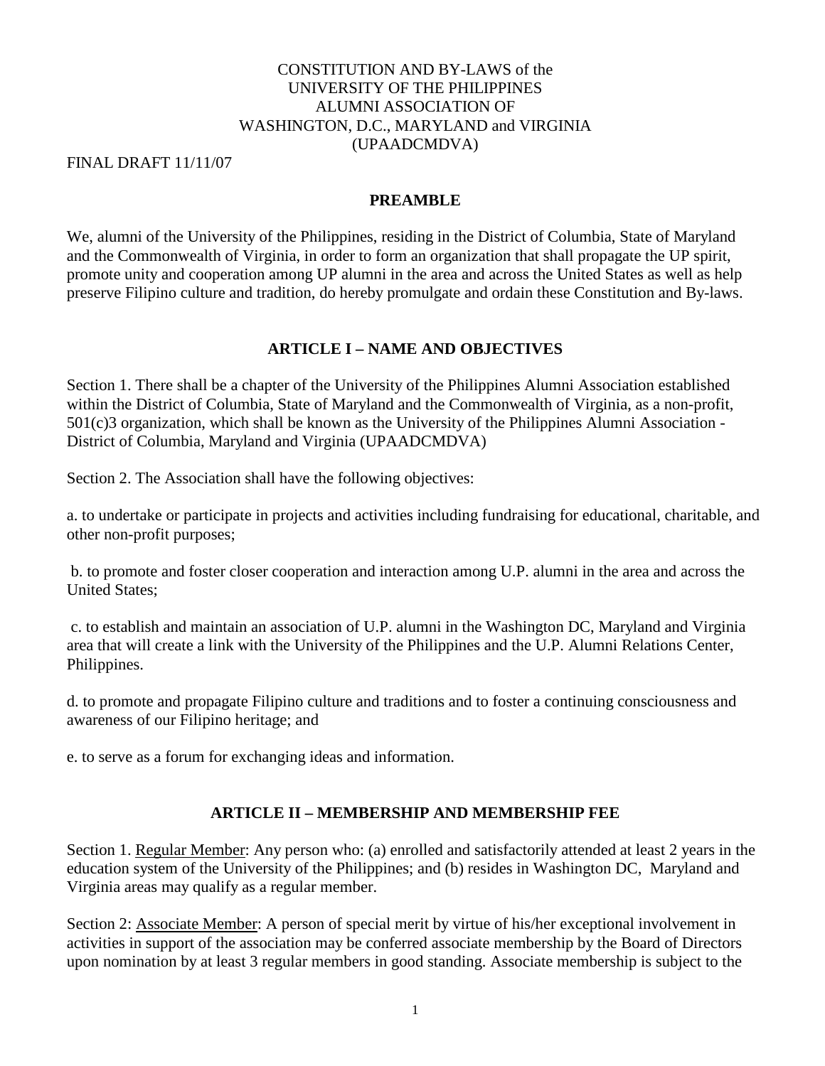# CONSTITUTION AND BY-LAWS of the UNIVERSITY OF THE PHILIPPINES ALUMNI ASSOCIATION OF WASHINGTON, D.C., MARYLAND and VIRGINIA (UPAADCMDVA)

FINAL DRAFT 11/11/07

## PREAMBLE

We, alumni of the University of the Philippines, residing in the District of Columbia, State of Maryland and the Commonwealth of Virginia, in order to form an organization that shall propagate the UP spirit, promote unity and cooperation among UP alumni in the area and across the United States as well as help preserve Filipino culture and tradition, do hereby promulgate and ordain these Constitution and By-laws.

## ARTICLE I – NAME AND OBJECTIVES

Section 1. There shall be a chapter of the University of the Philippines Alumni Association established within the District of Columbia, State of Maryland and the Commonwealth of Virginia, as a non-profit, 501(c)3 organization, which shall be known as the University of the Philippines Alumni Association - District of Columbia, Maryland and Virginia (UPAADCMDVA)

Section 2. The Association shall have the following objectives:

a. to undertake or participate in projects and activities including fundraising for educational, charitable, and other non-profit purposes;

b. to promote and foster closer cooperation and interaction among U.P. alumni in the area and across the United States;

c. to establish and maintain an association of U.P. alumni in the Washington DC, Maryland and Virginia area that will create a link with the University of the Philippines and the U.P. Alumni Relations Center, Philippines.

d. to promote and propagate Filipino culture and traditions and to foster a continuing consciousness and awareness of our Filipino heritage; and

e. to serve as a forum for exchanging ideas and information.

## ARTICLE II – MEMBERSHIP AND MEMBERSHIP FEE

Section 1. <u>Regular Member</u>: Any person who: (a) enrolled and satisfactorily attended at least 2 years in the education system of the University of the Philippines; and (b) resides in Washington DC, Maryland and Virginia areas may qualify as a regular member.

Section 2: <u>Associate Member</u>: A person of special merit by virtue of his/her exceptional involvement in activities in support of the association may be conferred associate membership by the Board of Directors upon nomination by at least 3 regular members in good standing. Associate membership is subject to the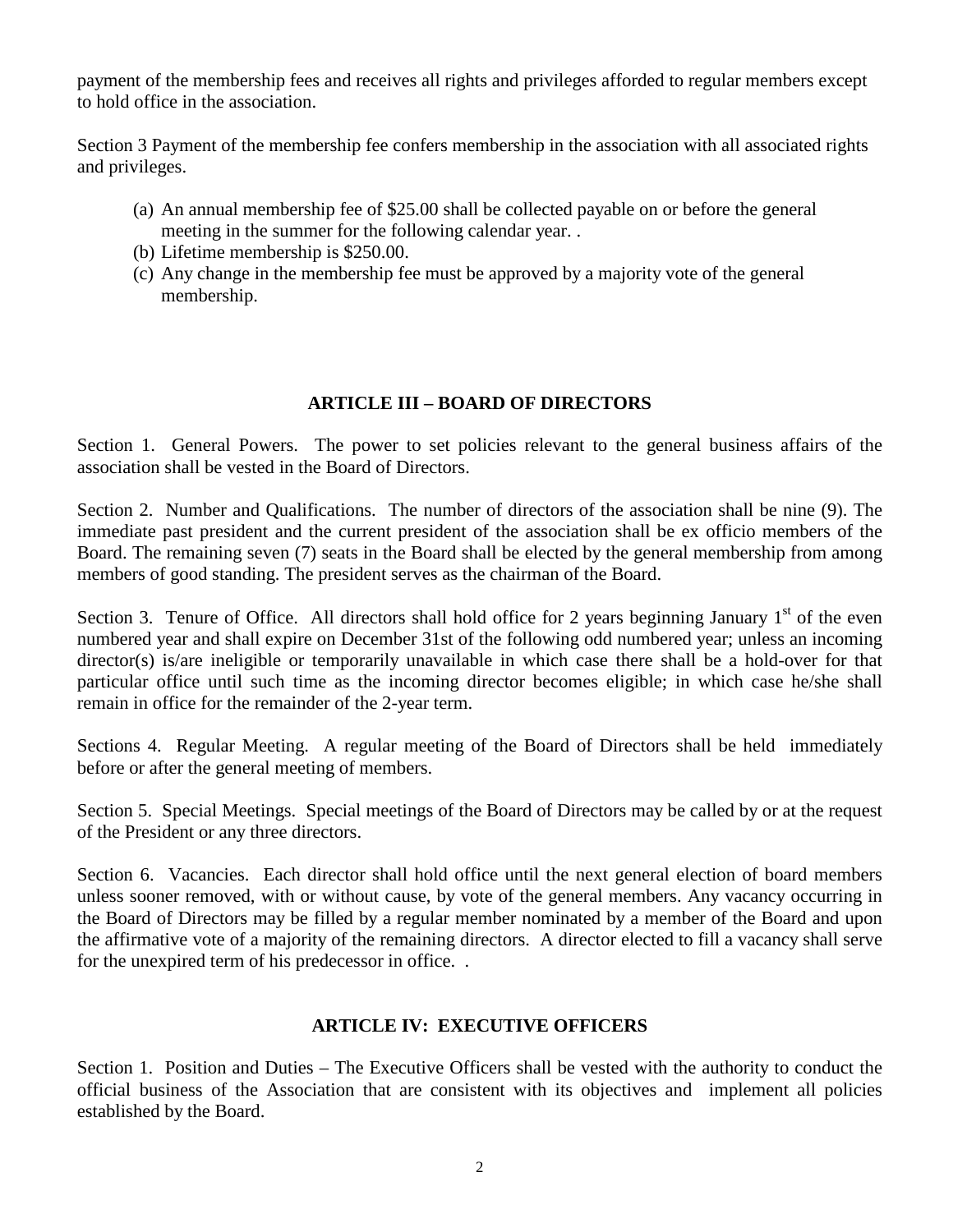payment of the membership fees and receives all rights and privileges afforded to regular members except to hold office in the association.

Section 3 Payment of the membership fee confers membership in the association with all associated rights and privileges.

(a) An annual membership fee of $25.00 shall be collected payable on or before the general meeting in the summer for the following calendar year. .
(b) Lifetime membership is $250.00.
(c) Any change in the membership fee must be approved by a majority vote of the general membership.

## ARTICLE III – BOARD OF DIRECTORS

Section 1. General Powers. The power to set policies relevant to the general business affairs of the association shall be vested in the Board of Directors.

Section 2. Number and Qualifications. The number of directors of the association shall be nine (9). The immediate past president and the current president of the association shall be ex officio members of the Board. The remaining seven (7) seats in the Board shall be elected by the general membership from among members of good standing. The president serves as the chairman of the Board.

Section 3. Tenure of Office. All directors shall hold office for 2 years beginning January 1st of the even numbered year and shall expire on December 31st of the following odd numbered year; unless an incoming director(s) is/are ineligible or temporarily unavailable in which case there shall be a hold-over for that particular office until such time as the incoming director becomes eligible; in which case he/she shall remain in office for the remainder of the 2-year term.

Sections 4. Regular Meeting. A regular meeting of the Board of Directors shall be held immediately before or after the general meeting of members.

Section 5. Special Meetings. Special meetings of the Board of Directors may be called by or at the request of the President or any three directors.

Section 6. Vacancies. Each director shall hold office until the next general election of board members unless sooner removed, with or without cause, by vote of the general members. Any vacancy occurring in the Board of Directors may be filled by a regular member nominated by a member of the Board and upon the affirmative vote of a majority of the remaining directors. A director elected to fill a vacancy shall serve for the unexpired term of his predecessor in office. .

## ARTICLE IV: EXECUTIVE OFFICERS

Section 1. Position and Duties – The Executive Officers shall be vested with the authority to conduct the official business of the Association that are consistent with its objectives and implement all policies established by the Board.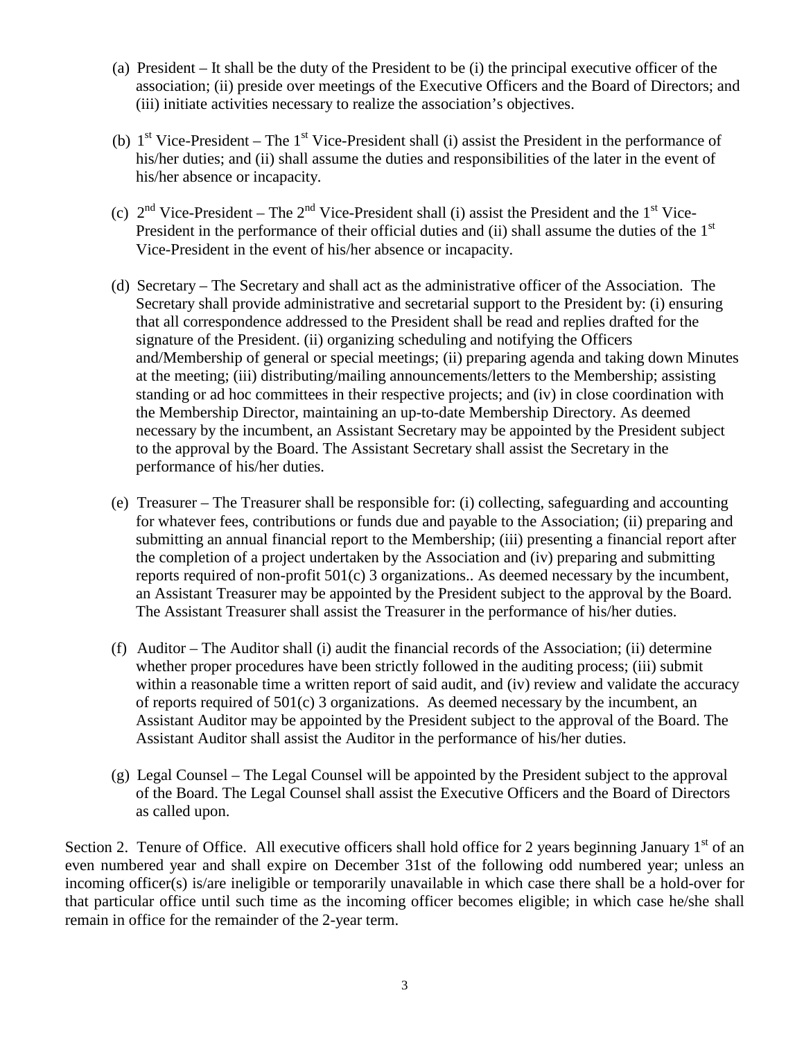(a) President – It shall be the duty of the President to be (i) the principal executive officer of the association; (ii) preside over meetings of the Executive Officers and the Board of Directors; and (iii) initiate activities necessary to realize the association's objectives.

(b) 1st Vice-President – The 1st Vice-President shall (i) assist the President in the performance of his/her duties; and (ii) shall assume the duties and responsibilities of the later in the event of his/her absence or incapacity.

(c) 2nd Vice-President – The 2nd Vice-President shall (i) assist the President and the 1st Vice-President in the performance of their official duties and (ii) shall assume the duties of the 1st Vice-President in the event of his/her absence or incapacity.

(d) Secretary – The Secretary and shall act as the administrative officer of the Association. The Secretary shall provide administrative and secretarial support to the President by: (i) ensuring that all correspondence addressed to the President shall be read and replies drafted for the signature of the President. (ii) organizing scheduling and notifying the Officers and/Membership of general or special meetings; (ii) preparing agenda and taking down Minutes at the meeting; (iii) distributing/mailing announcements/letters to the Membership; assisting standing or ad hoc committees in their respective projects; and (iv) in close coordination with the Membership Director, maintaining an up-to-date Membership Directory. As deemed necessary by the incumbent, an Assistant Secretary may be appointed by the President subject to the approval by the Board. The Assistant Secretary shall assist the Secretary in the performance of his/her duties.

(e) Treasurer – The Treasurer shall be responsible for: (i) collecting, safeguarding and accounting for whatever fees, contributions or funds due and payable to the Association; (ii) preparing and submitting an annual financial report to the Membership; (iii) presenting a financial report after the completion of a project undertaken by the Association and (iv) preparing and submitting reports required of non-profit 501(c) 3 organizations.. As deemed necessary by the incumbent, an Assistant Treasurer may be appointed by the President subject to the approval by the Board. The Assistant Treasurer shall assist the Treasurer in the performance of his/her duties.

(f) Auditor – The Auditor shall (i) audit the financial records of the Association; (ii) determine whether proper procedures have been strictly followed in the auditing process; (iii) submit within a reasonable time a written report of said audit, and (iv) review and validate the accuracy of reports required of 501(c) 3 organizations. As deemed necessary by the incumbent, an Assistant Auditor may be appointed by the President subject to the approval of the Board. The Assistant Auditor shall assist the Auditor in the performance of his/her duties.

(g) Legal Counsel – The Legal Counsel will be appointed by the President subject to the approval of the Board. The Legal Counsel shall assist the Executive Officers and the Board of Directors as called upon.

Section 2. Tenure of Office. All executive officers shall hold office for 2 years beginning January 1st of an even numbered year and shall expire on December 31st of the following odd numbered year; unless an incoming officer(s) is/are ineligible or temporarily unavailable in which case there shall be a hold-over for that particular office until such time as the incoming officer becomes eligible; in which case he/she shall remain in office for the remainder of the 2-year term.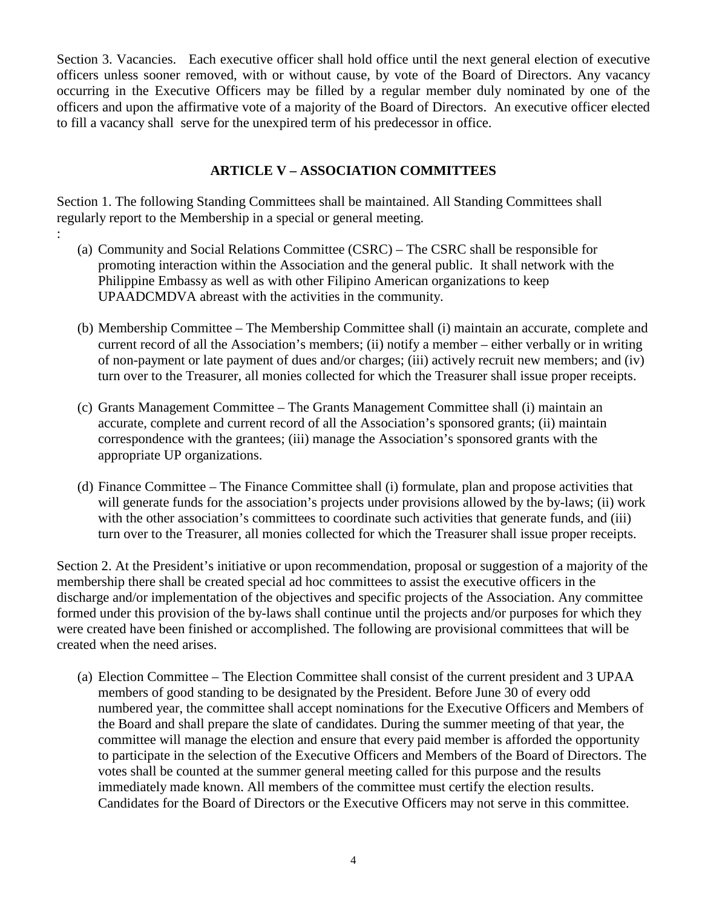Section 3. Vacancies. Each executive officer shall hold office until the next general election of executive officers unless sooner removed, with or without cause, by vote of the Board of Directors. Any vacancy occurring in the Executive Officers may be filled by a regular member duly nominated by one of the officers and upon the affirmative vote of a majority of the Board of Directors. An executive officer elected to fill a vacancy shall serve for the unexpired term of his predecessor in office.

## ARTICLE V – ASSOCIATION COMMITTEES

Section 1. The following Standing Committees shall be maintained. All Standing Committees shall regularly report to the Membership in a special or general meeting.
:

(a) Community and Social Relations Committee (CSRC) – The CSRC shall be responsible for promoting interaction within the Association and the general public. It shall network with the Philippine Embassy as well as with other Filipino American organizations to keep UPAADCMDVA abreast with the activities in the community.

(b) Membership Committee – The Membership Committee shall (i) maintain an accurate, complete and current record of all the Association's members; (ii) notify a member – either verbally or in writing of non-payment or late payment of dues and/or charges; (iii) actively recruit new members; and (iv) turn over to the Treasurer, all monies collected for which the Treasurer shall issue proper receipts.

(c) Grants Management Committee – The Grants Management Committee shall (i) maintain an accurate, complete and current record of all the Association's sponsored grants; (ii) maintain correspondence with the grantees; (iii) manage the Association's sponsored grants with the appropriate UP organizations.

(d) Finance Committee – The Finance Committee shall (i) formulate, plan and propose activities that will generate funds for the association's projects under provisions allowed by the by-laws; (ii) work with the other association's committees to coordinate such activities that generate funds, and (iii) turn over to the Treasurer, all monies collected for which the Treasurer shall issue proper receipts.

Section 2. At the President's initiative or upon recommendation, proposal or suggestion of a majority of the membership there shall be created special ad hoc committees to assist the executive officers in the discharge and/or implementation of the objectives and specific projects of the Association. Any committee formed under this provision of the by-laws shall continue until the projects and/or purposes for which they were created have been finished or accomplished. The following are provisional committees that will be created when the need arises.

(a) Election Committee – The Election Committee shall consist of the current president and 3 UPAA members of good standing to be designated by the President. Before June 30 of every odd numbered year, the committee shall accept nominations for the Executive Officers and Members of the Board and shall prepare the slate of candidates. During the summer meeting of that year, the committee will manage the election and ensure that every paid member is afforded the opportunity to participate in the selection of the Executive Officers and Members of the Board of Directors. The votes shall be counted at the summer general meeting called for this purpose and the results immediately made known. All members of the committee must certify the election results. Candidates for the Board of Directors or the Executive Officers may not serve in this committee.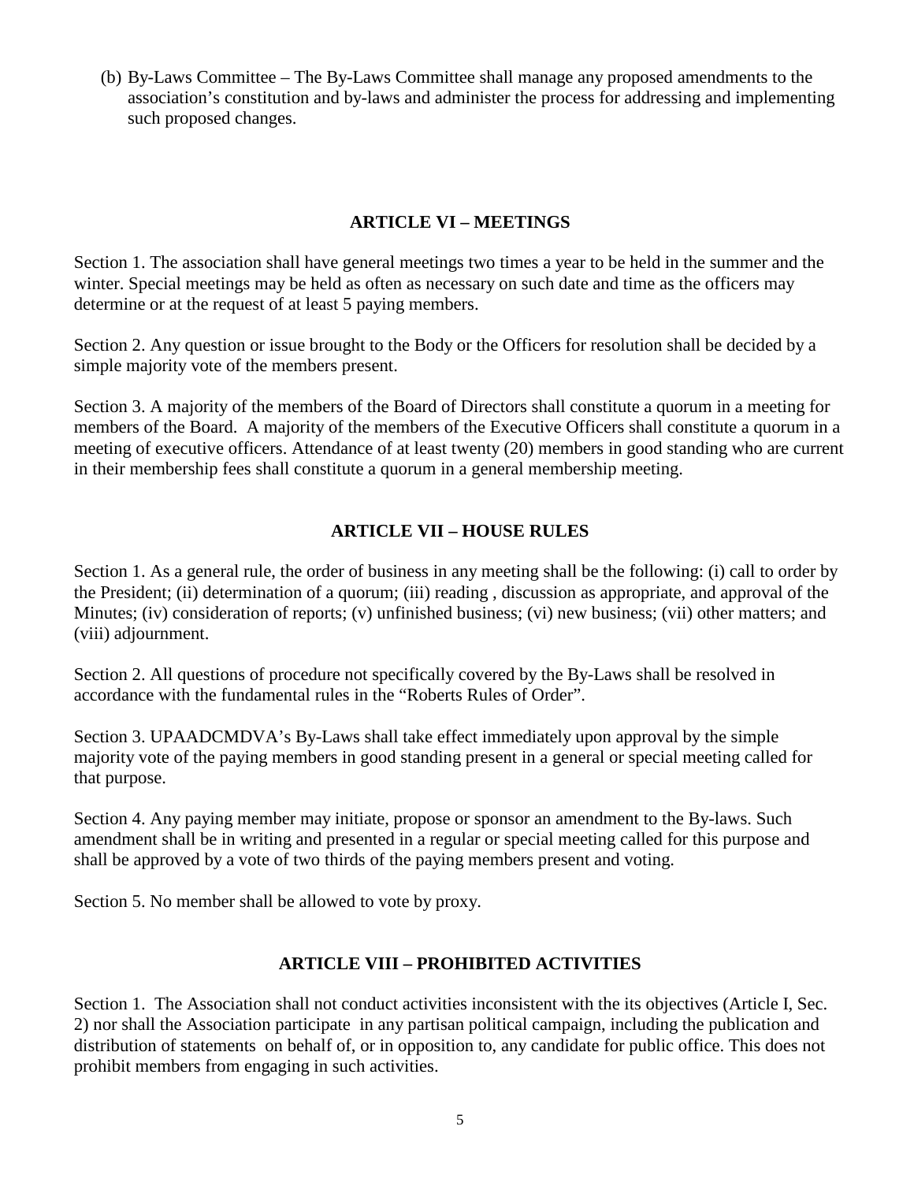(b) By-Laws Committee – The By-Laws Committee shall manage any proposed amendments to the association's constitution and by-laws and administer the process for addressing and implementing such proposed changes.

## ARTICLE VI – MEETINGS

Section 1. The association shall have general meetings two times a year to be held in the summer and the winter. Special meetings may be held as often as necessary on such date and time as the officers may determine or at the request of at least 5 paying members.

Section 2. Any question or issue brought to the Body or the Officers for resolution shall be decided by a simple majority vote of the members present.

Section 3. A majority of the members of the Board of Directors shall constitute a quorum in a meeting for members of the Board. A majority of the members of the Executive Officers shall constitute a quorum in a meeting of executive officers. Attendance of at least twenty (20) members in good standing who are current in their membership fees shall constitute a quorum in a general membership meeting.

## ARTICLE VII – HOUSE RULES

Section 1. As a general rule, the order of business in any meeting shall be the following: (i) call to order by the President; (ii) determination of a quorum; (iii) reading , discussion as appropriate, and approval of the Minutes; (iv) consideration of reports; (v) unfinished business; (vi) new business; (vii) other matters; and (viii) adjournment.

Section 2. All questions of procedure not specifically covered by the By-Laws shall be resolved in accordance with the fundamental rules in the "Roberts Rules of Order".

Section 3. UPAADCMDVA's By-Laws shall take effect immediately upon approval by the simple majority vote of the paying members in good standing present in a general or special meeting called for that purpose.

Section 4. Any paying member may initiate, propose or sponsor an amendment to the By-laws. Such amendment shall be in writing and presented in a regular or special meeting called for this purpose and shall be approved by a vote of two thirds of the paying members present and voting.

Section 5. No member shall be allowed to vote by proxy.

## ARTICLE VIII – PROHIBITED ACTIVITIES

Section 1. The Association shall not conduct activities inconsistent with the its objectives (Article I, Sec. 2) nor shall the Association participate in any partisan political campaign, including the publication and distribution of statements on behalf of, or in opposition to, any candidate for public office. This does not prohibit members from engaging in such activities.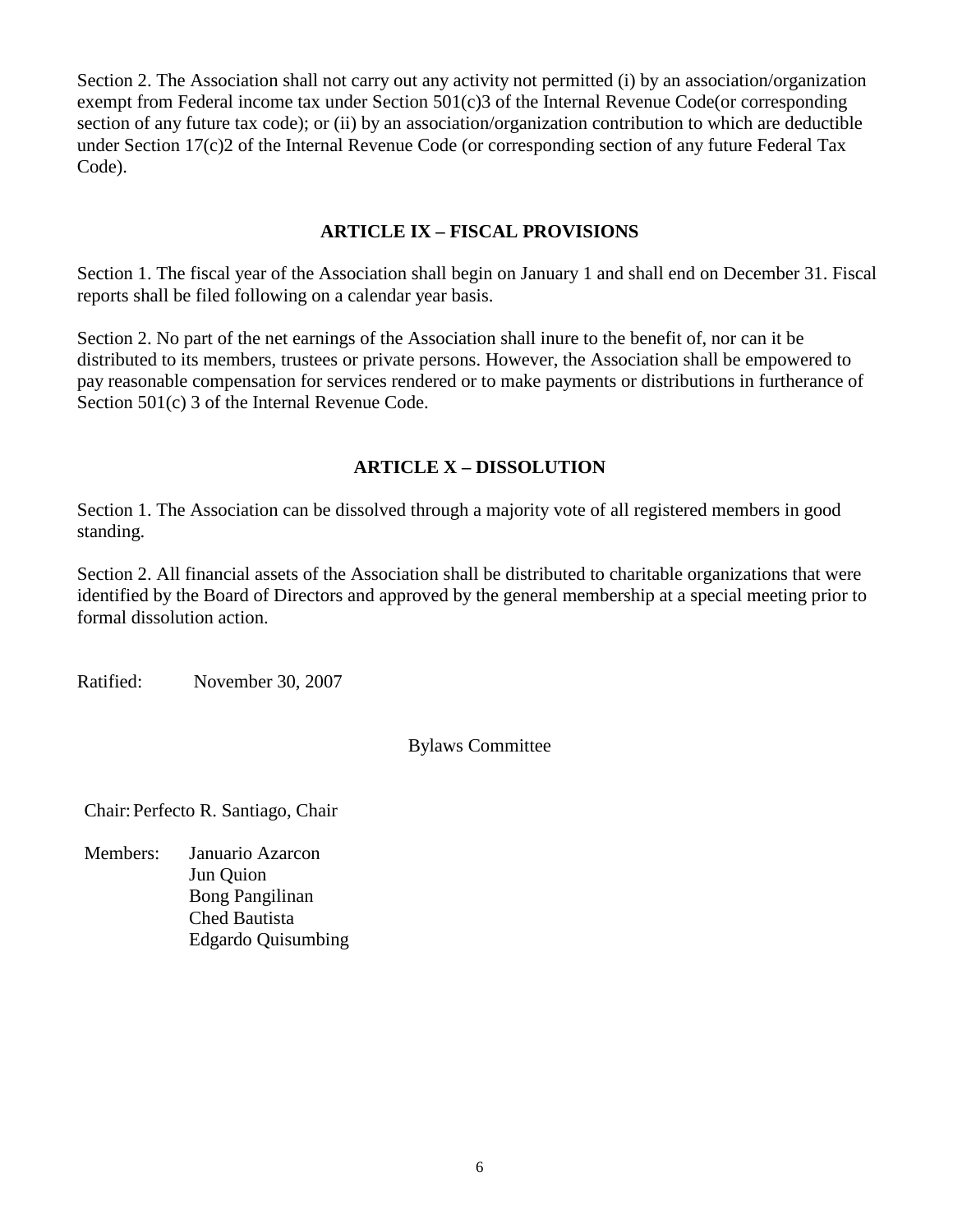Section 2. The Association shall not carry out any activity not permitted (i) by an association/organization exempt from Federal income tax under Section 501(c)3 of the Internal Revenue Code(or corresponding section of any future tax code); or (ii) by an association/organization contribution to which are deductible under Section 17(c)2 of the Internal Revenue Code (or corresponding section of any future Federal Tax Code).

## ARTICLE IX – FISCAL PROVISIONS

Section 1. The fiscal year of the Association shall begin on January 1 and shall end on December 31. Fiscal reports shall be filed following on a calendar year basis.

Section 2. No part of the net earnings of the Association shall inure to the benefit of, nor can it be distributed to its members, trustees or private persons. However, the Association shall be empowered to pay reasonable compensation for services rendered or to make payments or distributions in furtherance of Section 501(c) 3 of the Internal Revenue Code.

## ARTICLE X – DISSOLUTION

Section 1. The Association can be dissolved through a majority vote of all registered members in good standing.

Section 2. All financial assets of the Association shall be distributed to charitable organizations that were identified by the Board of Directors and approved by the general membership at a special meeting prior to formal dissolution action.

Ratified: November 30, 2007

Bylaws Committee

Chair: Perfecto R. Santiago, Chair

Members: Januario Azarcon
Jun Quion
Bong Pangilinan
Ched Bautista
Edgardo Quisumbing